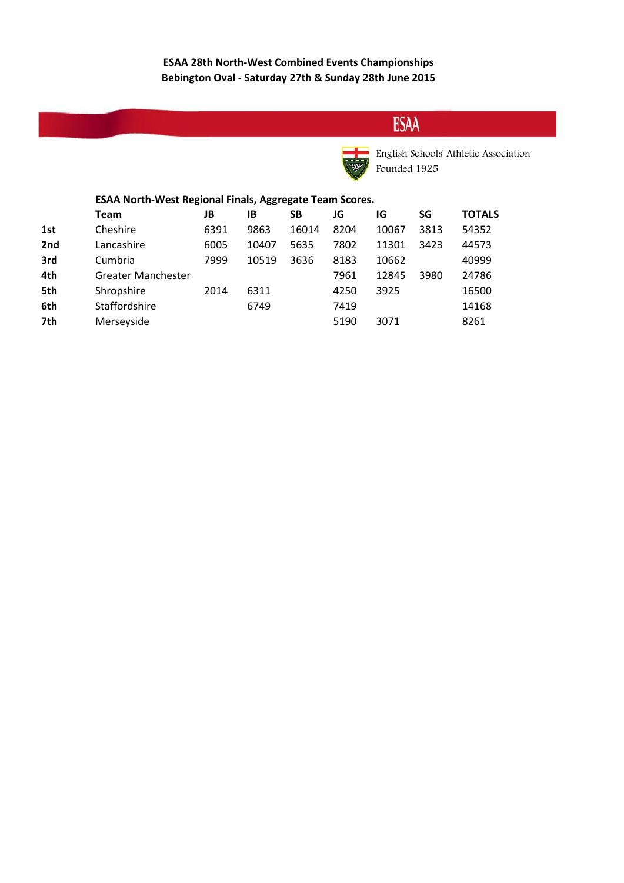**ESAA 28th North-West Combined Events Championships**
**Bebington Oval - Saturday 27th & Sunday 28th June 2015**

ESAA

English Schools' Athletic Association
Founded 1925

**ESAA North-West Regional Finals, Aggregate Team Scores.**

| | Team | JB | IB | SB | JG | IG | SG | TOTALS |
|---|---|---|---|---|---|---|---|---|
| 1st | Cheshire | 6391 | 9863 | 16014 | 8204 | 10067 | 3813 | 54352 |
| 2nd | Lancashire | 6005 | 10407 | 5635 | 7802 | 11301 | 3423 | 44573 |
| 3rd | Cumbria | 7999 | 10519 | 3636 | 8183 | 10662 | | 40999 |
| 4th | Greater Manchester | | | | 7961 | 12845 | 3980 | 24786 |
| 5th | Shropshire | 2014 | 6311 | | 4250 | 3925 | | 16500 |
| 6th | Staffordshire | | 6749 | | 7419 | | | 14168 |
| 7th | Merseyside | | | | 5190 | 3071 | | 8261 |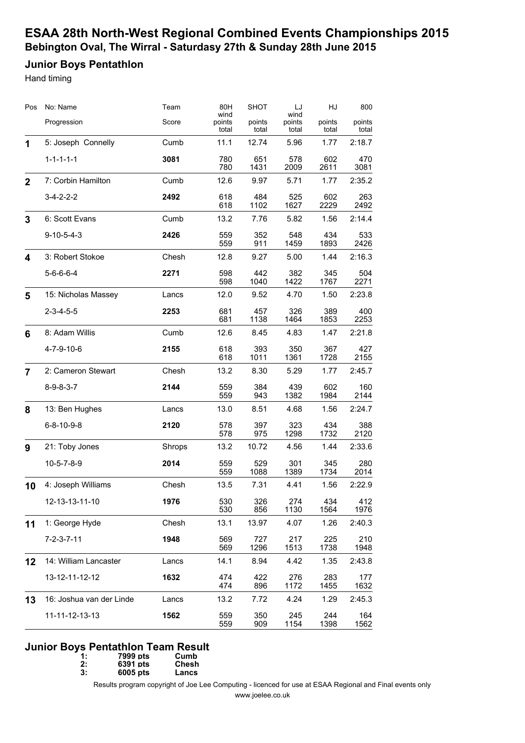# ESAA 28th North-West Regional Combined Events Championships 2015

## Bebington Oval, The Wirral - Saturdasy 27th & Sunday 28th June 2015

### Junior Boys Pentathlon

Hand timing

| Pos | No: Name / Progression | Team / Score | 80H wind / points total | SHOT / points total | LJ wind / points total | HJ / points total | 800 / points total |
|---|---|---|---|---|---|---|---|
| 1 | 5: Joseph Connelly | Cumb | 11.1 | 12.74 | 5.96 | 1.77 | 2:18.7 |
| | 1-1-1-1-1 | **3081** | 780 / 780 | 651 / 1431 | 578 / 2009 | 602 / 2611 | 470 / 3081 |
| 2 | 7: Corbin Hamilton | Cumb | 12.6 | 9.97 | 5.71 | 1.77 | 2:35.2 |
| | 3-4-2-2-2 | **2492** | 618 / 618 | 484 / 1102 | 525 / 1627 | 602 / 2229 | 263 / 2492 |
| 3 | 6: Scott Evans | Cumb | 13.2 | 7.76 | 5.82 | 1.56 | 2:14.4 |
| | 9-10-5-4-3 | **2426** | 559 / 559 | 352 / 911 | 548 / 1459 | 434 / 1893 | 533 / 2426 |
| 4 | 3: Robert Stokoe | Chesh | 12.8 | 9.27 | 5.00 | 1.44 | 2:16.3 |
| | 5-6-6-6-4 | **2271** | 598 / 598 | 442 / 1040 | 382 / 1422 | 345 / 1767 | 504 / 2271 |
| 5 | 15: Nicholas Massey | Lancs | 12.0 | 9.52 | 4.70 | 1.50 | 2:23.8 |
| | 2-3-4-5-5 | **2253** | 681 / 681 | 457 / 1138 | 326 / 1464 | 389 / 1853 | 400 / 2253 |
| 6 | 8: Adam Willis | Cumb | 12.6 | 8.45 | 4.83 | 1.47 | 2:21.8 |
| | 4-7-9-10-6 | **2155** | 618 / 618 | 393 / 1011 | 350 / 1361 | 367 / 1728 | 427 / 2155 |
| 7 | 2: Cameron Stewart | Chesh | 13.2 | 8.30 | 5.29 | 1.77 | 2:45.7 |
| | 8-9-8-3-7 | **2144** | 559 / 559 | 384 / 943 | 439 / 1382 | 602 / 1984 | 160 / 2144 |
| 8 | 13: Ben Hughes | Lancs | 13.0 | 8.51 | 4.68 | 1.56 | 2:24.7 |
| | 6-8-10-9-8 | **2120** | 578 / 578 | 397 / 975 | 323 / 1298 | 434 / 1732 | 388 / 2120 |
| 9 | 21: Toby Jones | Shrops | 13.2 | 10.72 | 4.56 | 1.44 | 2:33.6 |
| | 10-5-7-8-9 | **2014** | 559 / 559 | 529 / 1088 | 301 / 1389 | 345 / 1734 | 280 / 2014 |
| 10 | 4: Joseph Williams | Chesh | 13.5 | 7.31 | 4.41 | 1.56 | 2:22.9 |
| | 12-13-13-11-10 | **1976** | 530 / 530 | 326 / 856 | 274 / 1130 | 434 / 1564 | 412 / 1976 |
| 11 | 1: George Hyde | Chesh | 13.1 | 13.97 | 4.07 | 1.26 | 2:40.3 |
| | 7-2-3-7-11 | **1948** | 569 / 569 | 727 / 1296 | 217 / 1513 | 225 / 1738 | 210 / 1948 |
| 12 | 14: William Lancaster | Lancs | 14.1 | 8.94 | 4.42 | 1.35 | 2:43.8 |
| | 13-12-11-12-12 | **1632** | 474 / 474 | 422 / 896 | 276 / 1172 | 283 / 1455 | 177 / 1632 |
| 13 | 16: Joshua van der Linde | Lancs | 13.2 | 7.72 | 4.24 | 1.29 | 2:45.3 |
| | 11-11-12-13-13 | **1562** | 559 / 559 | 350 / 909 | 245 / 1154 | 244 / 1398 | 164 / 1562 |

### Junior Boys Pentathlon Team Result

| | | |
|---|---|---|
| **1:** | **7999 pts** | **Cumb** |
| **2:** | **6391 pts** | **Chesh** |
| **3:** | **6005 pts** | **Lancs** |

Results program copyright of Joe Lee Computing - licenced for use at ESAA Regional and Final events only
www.joelee.co.uk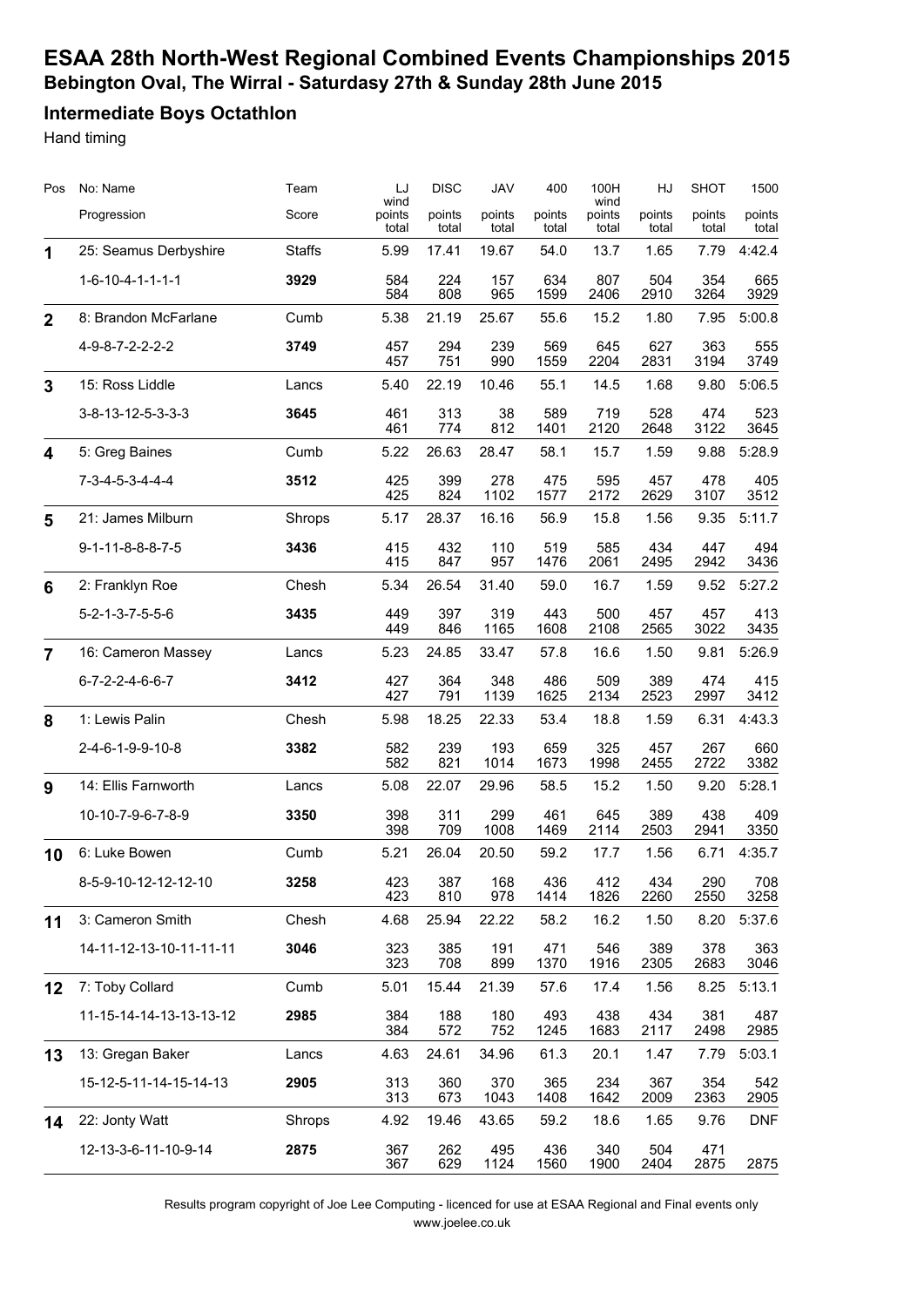# ESAA 28th North-West Regional Combined Events Championships 2015

## Bebington Oval, The Wirral - Saturdasy 27th & Sunday 28th June 2015

### Intermediate Boys Octathlon

Hand timing

| Pos | No: Name / Progression | Team / Score | LJ wind points total | DISC points total | JAV points total | 400 points total | 100H wind points total | HJ points total | SHOT points total | 1500 points total |
|---|---|---|---|---|---|---|---|---|---|---|
| 1 | 25: Seamus Derbyshire | Staffs | 5.99 | 17.41 | 19.67 | 54.0 | 13.7 | 1.65 | 7.79 | 4:42.4 |
| | 1-6-10-4-1-1-1-1 | **3929** | 584 / 584 | 224 / 808 | 157 / 965 | 634 / 1599 | 807 / 2406 | 504 / 2910 | 354 / 3264 | 665 / 3929 |
| 2 | 8: Brandon McFarlane | Cumb | 5.38 | 21.19 | 25.67 | 55.6 | 15.2 | 1.80 | 7.95 | 5:00.8 |
| | 4-9-8-7-2-2-2-2 | **3749** | 457 / 457 | 294 / 751 | 239 / 990 | 569 / 1559 | 645 / 2204 | 627 / 2831 | 363 / 3194 | 555 / 3749 |
| 3 | 15: Ross Liddle | Lancs | 5.40 | 22.19 | 10.46 | 55.1 | 14.5 | 1.68 | 9.80 | 5:06.5 |
| | 3-8-13-12-5-3-3-3 | **3645** | 461 / 461 | 313 / 774 | 38 / 812 | 589 / 1401 | 719 / 2120 | 528 / 2648 | 474 / 3122 | 523 / 3645 |
| 4 | 5: Greg Baines | Cumb | 5.22 | 26.63 | 28.47 | 58.1 | 15.7 | 1.59 | 9.88 | 5:28.9 |
| | 7-3-4-5-3-4-4-4 | **3512** | 425 / 425 | 399 / 824 | 278 / 1102 | 475 / 1577 | 595 / 2172 | 457 / 2629 | 478 / 3107 | 405 / 3512 |
| 5 | 21: James Milburn | Shrops | 5.17 | 28.37 | 16.16 | 56.9 | 15.8 | 1.56 | 9.35 | 5:11.7 |
| | 9-1-11-8-8-8-7-5 | **3436** | 415 / 415 | 432 / 847 | 110 / 957 | 519 / 1476 | 585 / 2061 | 434 / 2495 | 447 / 2942 | 494 / 3436 |
| 6 | 2: Franklyn Roe | Chesh | 5.34 | 26.54 | 31.40 | 59.0 | 16.7 | 1.59 | 9.52 | 5:27.2 |
| | 5-2-1-3-7-5-5-6 | **3435** | 449 / 449 | 397 / 846 | 319 / 1165 | 443 / 1608 | 500 / 2108 | 457 / 2565 | 457 / 3022 | 413 / 3435 |
| 7 | 16: Cameron Massey | Lancs | 5.23 | 24.85 | 33.47 | 57.8 | 16.6 | 1.50 | 9.81 | 5:26.9 |
| | 6-7-2-2-4-6-6-7 | **3412** | 427 / 427 | 364 / 791 | 348 / 1139 | 486 / 1625 | 509 / 2134 | 389 / 2523 | 474 / 2997 | 415 / 3412 |
| 8 | 1: Lewis Palin | Chesh | 5.98 | 18.25 | 22.33 | 53.4 | 18.8 | 1.59 | 6.31 | 4:43.3 |
| | 2-4-6-1-9-9-10-8 | **3382** | 582 / 582 | 239 / 821 | 193 / 1014 | 659 / 1673 | 325 / 1998 | 457 / 2455 | 267 / 2722 | 660 / 3382 |
| 9 | 14: Ellis Farnworth | Lancs | 5.08 | 22.07 | 29.96 | 58.5 | 15.2 | 1.50 | 9.20 | 5:28.1 |
| | 10-10-7-9-6-7-8-9 | **3350** | 398 / 398 | 311 / 709 | 299 / 1008 | 461 / 1469 | 645 / 2114 | 389 / 2503 | 438 / 2941 | 409 / 3350 |
| 10 | 6: Luke Bowen | Cumb | 5.21 | 26.04 | 20.50 | 59.2 | 17.7 | 1.56 | 6.71 | 4:35.7 |
| | 8-5-9-10-12-12-12-10 | **3258** | 423 / 423 | 387 / 810 | 168 / 978 | 436 / 1414 | 412 / 1826 | 434 / 2260 | 290 / 2550 | 708 / 3258 |
| 11 | 3: Cameron Smith | Chesh | 4.68 | 25.94 | 22.22 | 58.2 | 16.2 | 1.50 | 8.20 | 5:37.6 |
| | 14-11-12-13-10-11-11-11 | **3046** | 323 / 323 | 385 / 708 | 191 / 899 | 471 / 1370 | 546 / 1916 | 389 / 2305 | 378 / 2683 | 363 / 3046 |
| 12 | 7: Toby Collard | Cumb | 5.01 | 15.44 | 21.39 | 57.6 | 17.4 | 1.56 | 8.25 | 5:13.1 |
| | 11-15-14-14-13-13-13-12 | **2985** | 384 / 384 | 188 / 572 | 180 / 752 | 493 / 1245 | 438 / 1683 | 434 / 2117 | 381 / 2498 | 487 / 2985 |
| 13 | 13: Gregan Baker | Lancs | 4.63 | 24.61 | 34.96 | 61.3 | 20.1 | 1.47 | 7.79 | 5:03.1 |
| | 15-12-5-11-14-15-14-13 | **2905** | 313 / 313 | 360 / 673 | 370 / 1043 | 365 / 1408 | 234 / 1642 | 367 / 2009 | 354 / 2363 | 542 / 2905 |
| 14 | 22: Jonty Watt | Shrops | 4.92 | 19.46 | 43.65 | 59.2 | 18.6 | 1.65 | 9.76 | DNF |
| | 12-13-3-6-11-10-9-14 | **2875** | 367 / 367 | 262 / 629 | 495 / 1124 | 436 / 1560 | 340 / 1900 | 504 / 2404 | 471 / 2875 | 2875 |

Results program copyright of Joe Lee Computing - licenced for use at ESAA Regional and Final events only
www.joelee.co.uk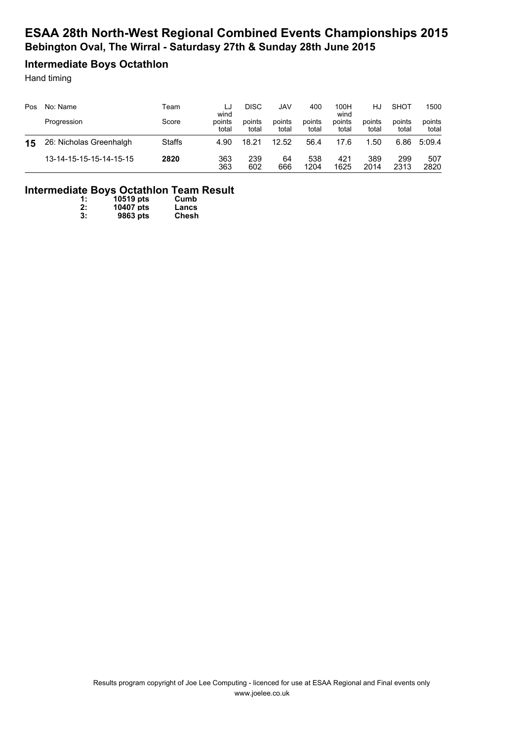# ESAA 28th North-West Regional Combined Events Championships 2015

**Bebington Oval, The Wirral - Saturdasy 27th & Sunday 28th June 2015**

## Intermediate Boys Octathlon

Hand timing

| Pos | No: Name | Team | LJ wind | DISC | JAV | 400 | 100H wind | HJ | SHOT | 1500 |
|---|---|---|---|---|---|---|---|---|---|---|
| | Progression | Score | points total | points total | points total | points total | points total | points total | points total | points total |
| **15** | 26: Nicholas Greenhalgh | Staffs | 4.90 | 18.21 | 12.52 | 56.4 | 17.6 | 1.50 | 6.86 | 5:09.4 |
| | 13-14-15-15-15-14-15-15 | **2820** | 363<br>363 | 239<br>602 | 64<br>666 | 538<br>1204 | 421<br>1625 | 389<br>2014 | 299<br>2313 | 507<br>2820 |

## Intermediate Boys Octathlon Team Result

| | | |
|---|---|---|
| **1:** | **10519 pts** | **Cumb** |
| **2:** | **10407 pts** | **Lancs** |
| **3:** | **9863 pts** | **Chesh** |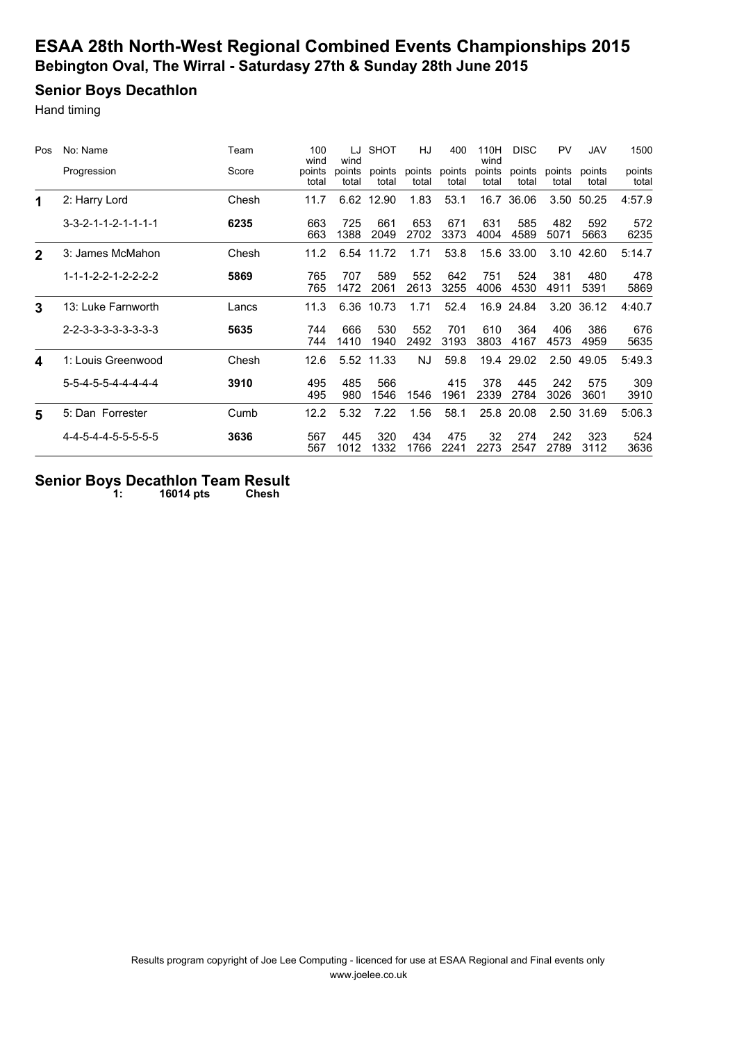# ESAA 28th North-West Regional Combined Events Championships 2015

## Bebington Oval, The Wirral - Saturdasy 27th & Sunday 28th June 2015

### Senior Boys Decathlon

Hand timing

| Pos | No: Name / Progression | Team / Score | 100 wind points total | LJ wind points total | SHOT points total | HJ points total | 400 points total | 110H wind points total | DISC points total | PV points total | JAV points total | 1500 points total |
|---|---|---|---|---|---|---|---|---|---|---|---|---|
| 1 | 2: Harry Lord | Chesh | 11.7 | 6.62 | 12.90 | 1.83 | 53.1 | 16.7 | 36.06 | 3.50 | 50.25 | 4:57.9 |
| | 3-3-2-1-1-2-1-1-1-1 | **6235** | 663 | 725 | 661 | 653 | 671 | 631 | 585 | 482 | 592 | 572 |
| | | | 663 | 1388 | 2049 | 2702 | 3373 | 4004 | 4589 | 5071 | 5663 | 6235 |
| 2 | 3: James McMahon | Chesh | 11.2 | 6.54 | 11.72 | 1.71 | 53.8 | 15.6 | 33.00 | 3.10 | 42.60 | 5:14.7 |
| | 1-1-1-2-2-1-2-2-2-2 | **5869** | 765 | 707 | 589 | 552 | 642 | 751 | 524 | 381 | 480 | 478 |
| | | | 765 | 1472 | 2061 | 2613 | 3255 | 4006 | 4530 | 4911 | 5391 | 5869 |
| 3 | 13: Luke Farnworth | Lancs | 11.3 | 6.36 | 10.73 | 1.71 | 52.4 | 16.9 | 24.84 | 3.20 | 36.12 | 4:40.7 |
| | 2-2-3-3-3-3-3-3-3-3 | **5635** | 744 | 666 | 530 | 552 | 701 | 610 | 364 | 406 | 386 | 676 |
| | | | 744 | 1410 | 1940 | 2492 | 3193 | 3803 | 4167 | 4573 | 4959 | 5635 |
| 4 | 1: Louis Greenwood | Chesh | 12.6 | 5.52 | 11.33 | NJ | 59.8 | 19.4 | 29.02 | 2.50 | 49.05 | 5:49.3 |
| | 5-5-4-5-5-4-4-4-4-4 | **3910** | 495 | 485 | 566 | | 415 | 378 | 445 | 242 | 575 | 309 |
| | | | 495 | 980 | 1546 | 1546 | 1961 | 2339 | 2784 | 3026 | 3601 | 3910 |
| 5 | 5: Dan Forrester | Cumb | 12.2 | 5.32 | 7.22 | 1.56 | 58.1 | 25.8 | 20.08 | 2.50 | 31.69 | 5:06.3 |
| | 4-4-5-4-4-5-5-5-5-5 | **3636** | 567 | 445 | 320 | 434 | 475 | 32 | 274 | 242 | 323 | 524 |
| | | | 567 | 1012 | 1332 | 1766 | 2241 | 2273 | 2547 | 2789 | 3112 | 3636 |

### Senior Boys Decathlon Team Result

**1: 16014 pts Chesh**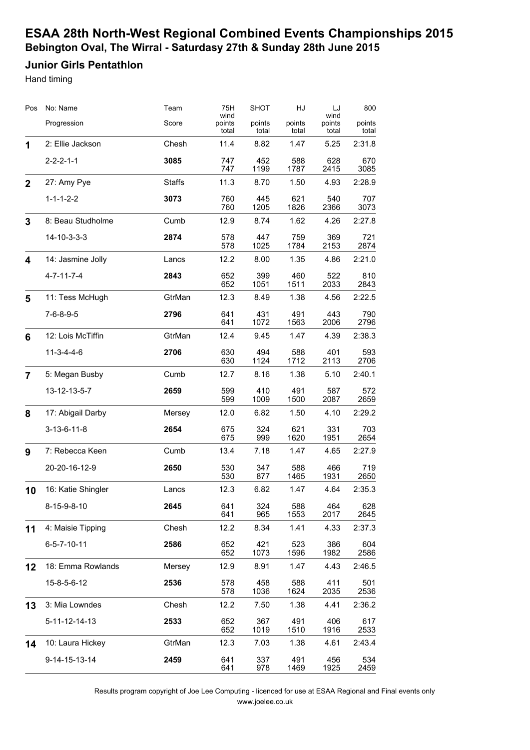# ESAA 28th North-West Regional Combined Events Championships 2015

## Bebington Oval, The Wirral - Saturdasy 27th & Sunday 28th June 2015

### Junior Girls Pentathlon

Hand timing

| Pos | No: Name / Progression | Team / Score | 75H wind / points / total | SHOT / points / total | HJ / points / total | LJ wind / points / total | 800 / points / total |
|---|---|---|---|---|---|---|---|
| 1 | 2: Ellie Jackson | Chesh | 11.4 | 8.82 | 1.47 | 5.25 | 2:31.8 |
| | 2-2-2-1-1 | **3085** | 747 / 747 | 452 / 1199 | 588 / 1787 | 628 / 2415 | 670 / 3085 |
| 2 | 27: Amy Pye | Staffs | 11.3 | 8.70 | 1.50 | 4.93 | 2:28.9 |
| | 1-1-1-2-2 | **3073** | 760 / 760 | 445 / 1205 | 621 / 1826 | 540 / 2366 | 707 / 3073 |
| 3 | 8: Beau Studholme | Cumb | 12.9 | 8.74 | 1.62 | 4.26 | 2:27.8 |
| | 14-10-3-3-3 | **2874** | 578 / 578 | 447 / 1025 | 759 / 1784 | 369 / 2153 | 721 / 2874 |
| 4 | 14: Jasmine Jolly | Lancs | 12.2 | 8.00 | 1.35 | 4.86 | 2:21.0 |
| | 4-7-11-7-4 | **2843** | 652 / 652 | 399 / 1051 | 460 / 1511 | 522 / 2033 | 810 / 2843 |
| 5 | 11: Tess McHugh | GtrMan | 12.3 | 8.49 | 1.38 | 4.56 | 2:22.5 |
| | 7-6-8-9-5 | **2796** | 641 / 641 | 431 / 1072 | 491 / 1563 | 443 / 2006 | 790 / 2796 |
| 6 | 12: Lois McTiffin | GtrMan | 12.4 | 9.45 | 1.47 | 4.39 | 2:38.3 |
| | 11-3-4-4-6 | **2706** | 630 / 630 | 494 / 1124 | 588 / 1712 | 401 / 2113 | 593 / 2706 |
| 7 | 5: Megan Busby | Cumb | 12.7 | 8.16 | 1.38 | 5.10 | 2:40.1 |
| | 13-12-13-5-7 | **2659** | 599 / 599 | 410 / 1009 | 491 / 1500 | 587 / 2087 | 572 / 2659 |
| 8 | 17: Abigail Darby | Mersey | 12.0 | 6.82 | 1.50 | 4.10 | 2:29.2 |
| | 3-13-6-11-8 | **2654** | 675 / 675 | 324 / 999 | 621 / 1620 | 331 / 1951 | 703 / 2654 |
| 9 | 7: Rebecca Keen | Cumb | 13.4 | 7.18 | 1.47 | 4.65 | 2:27.9 |
| | 20-20-16-12-9 | **2650** | 530 / 530 | 347 / 877 | 588 / 1465 | 466 / 1931 | 719 / 2650 |
| 10 | 16: Katie Shingler | Lancs | 12.3 | 6.82 | 1.47 | 4.64 | 2:35.3 |
| | 8-15-9-8-10 | **2645** | 641 / 641 | 324 / 965 | 588 / 1553 | 464 / 2017 | 628 / 2645 |
| 11 | 4: Maisie Tipping | Chesh | 12.2 | 8.34 | 1.41 | 4.33 | 2:37.3 |
| | 6-5-7-10-11 | **2586** | 652 / 652 | 421 / 1073 | 523 / 1596 | 386 / 1982 | 604 / 2586 |
| 12 | 18: Emma Rowlands | Mersey | 12.9 | 8.91 | 1.47 | 4.43 | 2:46.5 |
| | 15-8-5-6-12 | **2536** | 578 / 578 | 458 / 1036 | 588 / 1624 | 411 / 2035 | 501 / 2536 |
| 13 | 3: Mia Lowndes | Chesh | 12.2 | 7.50 | 1.38 | 4.41 | 2:36.2 |
| | 5-11-12-14-13 | **2533** | 652 / 652 | 367 / 1019 | 491 / 1510 | 406 / 1916 | 617 / 2533 |
| 14 | 10: Laura Hickey | GtrMan | 12.3 | 7.03 | 1.38 | 4.61 | 2:43.4 |
| | 9-14-15-13-14 | **2459** | 641 / 641 | 337 / 978 | 491 / 1469 | 456 / 1925 | 534 / 2459 |

Results program copyright of Joe Lee Computing - licenced for use at ESAA Regional and Final events only
www.joelee.co.uk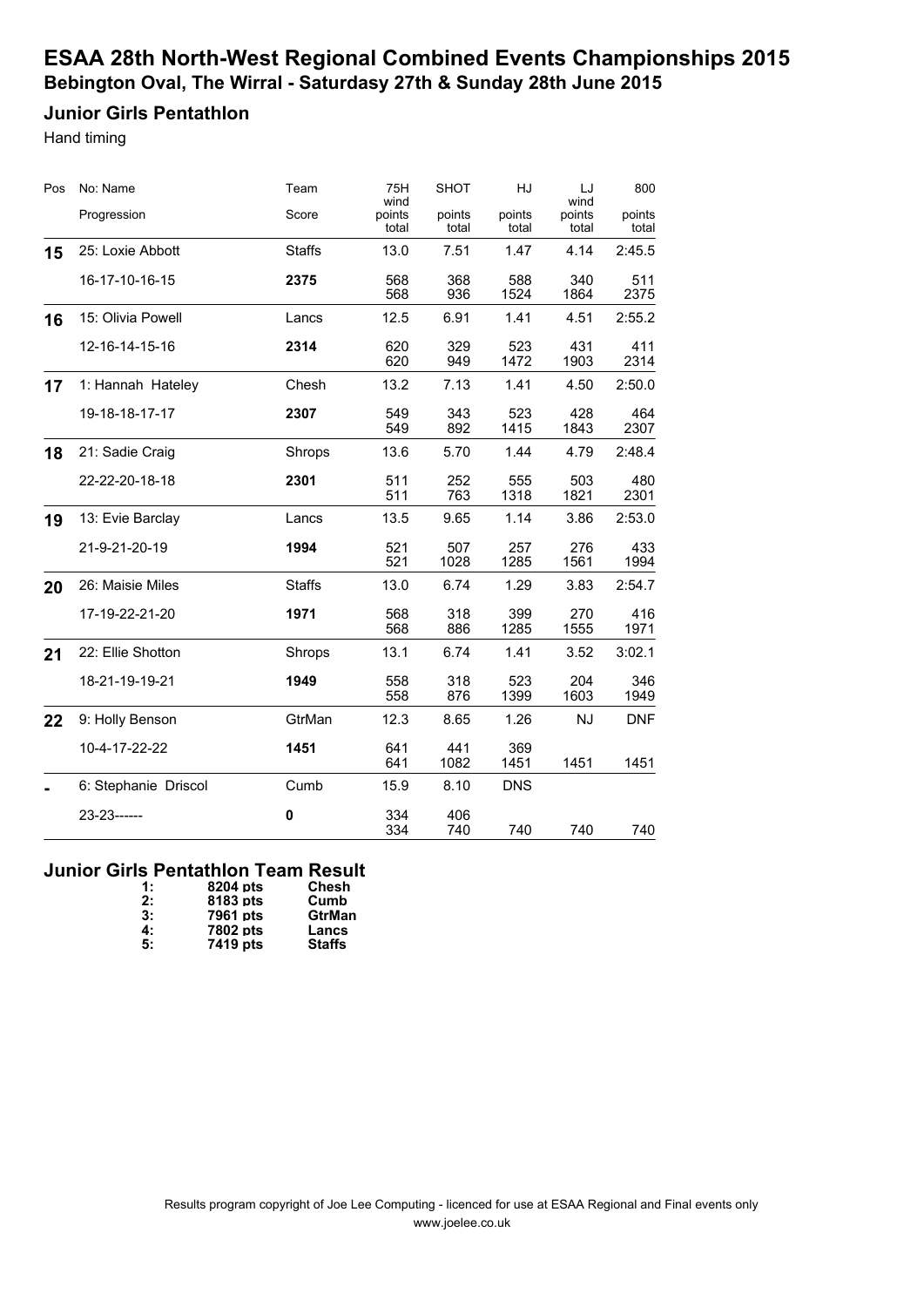# ESAA 28th North-West Regional Combined Events Championships 2015

## Bebington Oval, The Wirral - Saturdasy 27th & Sunday 28th June 2015

### Junior Girls Pentathlon

Hand timing

| Pos | No: Name | Team | 75H | SHOT | HJ | LJ | 800 |
|---|---|---|---|---|---|---|---|
| | Progression | Score | wind / points / total | points / total | points / total | wind / points / total | points / total |
| **15** | 25: Loxie Abbott | Staffs | 13.0 | 7.51 | 1.47 | 4.14 | 2:45.5 |
| | 16-17-10-16-15 | **2375** | 568 / 568 | 368 / 936 | 588 / 1524 | 340 / 1864 | 511 / 2375 |
| **16** | 15: Olivia Powell | Lancs | 12.5 | 6.91 | 1.41 | 4.51 | 2:55.2 |
| | 12-16-14-15-16 | **2314** | 620 / 620 | 329 / 949 | 523 / 1472 | 431 / 1903 | 411 / 2314 |
| **17** | 1: Hannah Hateley | Chesh | 13.2 | 7.13 | 1.41 | 4.50 | 2:50.0 |
| | 19-18-18-17-17 | **2307** | 549 / 549 | 343 / 892 | 523 / 1415 | 428 / 1843 | 464 / 2307 |
| **18** | 21: Sadie Craig | Shrops | 13.6 | 5.70 | 1.44 | 4.79 | 2:48.4 |
| | 22-22-20-18-18 | **2301** | 511 / 511 | 252 / 763 | 555 / 1318 | 503 / 1821 | 480 / 2301 |
| **19** | 13: Evie Barclay | Lancs | 13.5 | 9.65 | 1.14 | 3.86 | 2:53.0 |
| | 21-9-21-20-19 | **1994** | 521 / 521 | 507 / 1028 | 257 / 1285 | 276 / 1561 | 433 / 1994 |
| **20** | 26: Maisie Miles | Staffs | 13.0 | 6.74 | 1.29 | 3.83 | 2:54.7 |
| | 17-19-22-21-20 | **1971** | 568 / 568 | 318 / 886 | 399 / 1285 | 270 / 1555 | 416 / 1971 |
| **21** | 22: Ellie Shotton | Shrops | 13.1 | 6.74 | 1.41 | 3.52 | 3:02.1 |
| | 18-21-19-19-21 | **1949** | 558 / 558 | 318 / 876 | 523 / 1399 | 204 / 1603 | 346 / 1949 |
| **22** | 9: Holly Benson | GtrMan | 12.3 | 8.65 | 1.26 | NJ | DNF |
| | 10-4-17-22-22 | **1451** | 641 / 641 | 441 / 1082 | 369 / 1451 | 1451 | 1451 |
| **-** | 6: Stephanie Driscol | Cumb | 15.9 | 8.10 | DNS | | |
| | 23-23------ | **0** | 334 / 334 | 406 / 740 | 740 | 740 | 740 |

### Junior Girls Pentathlon Team Result

| | | |
|---|---|---|
| **1:** | **8204 pts** | **Chesh** |
| **2:** | **8183 pts** | **Cumb** |
| **3:** | **7961 pts** | **GtrMan** |
| **4:** | **7802 pts** | **Lancs** |
| **5:** | **7419 pts** | **Staffs** |

Results program copyright of Joe Lee Computing - licenced for use at ESAA Regional and Final events only
www.joelee.co.uk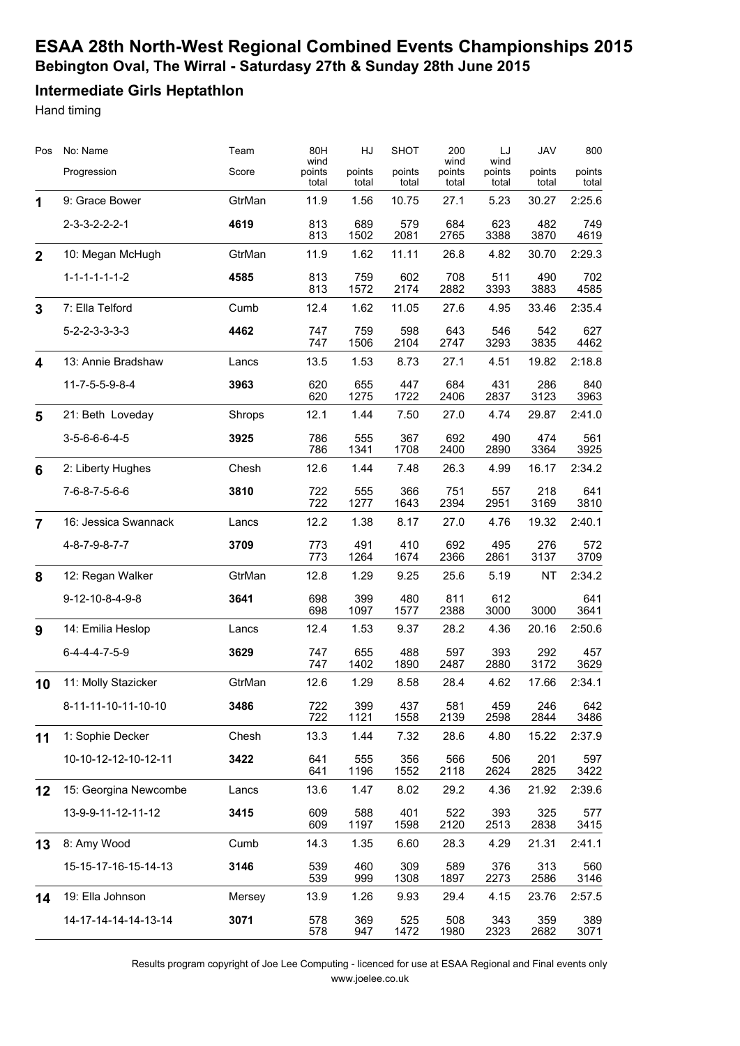# ESAA 28th North-West Regional Combined Events Championships 2015

**Bebington Oval, The Wirral - Saturdasy 27th & Sunday 28th June 2015**

## Intermediate Girls Heptathlon

Hand timing

| Pos | No: Name / Progression | Team / Score | 80H wind points total | HJ points total | SHOT points total | 200 wind points total | LJ wind points total | JAV points total | 800 points total |
|---|---|---|---|---|---|---|---|---|---|
| **1** | 9: Grace Bower | GtrMan | 11.9 | 1.56 | 10.75 | 27.1 | 5.23 | 30.27 | 2:25.6 |
| | 2-3-3-2-2-2-1 | **4619** | 813 | 689 | 579 | 684 | 623 | 482 | 749 |
| | | | 813 | 1502 | 2081 | 2765 | 3388 | 3870 | 4619 |
| **2** | 10: Megan McHugh | GtrMan | 11.9 | 1.62 | 11.11 | 26.8 | 4.82 | 30.70 | 2:29.3 |
| | 1-1-1-1-1-1-2 | **4585** | 813 | 759 | 602 | 708 | 511 | 490 | 702 |
| | | | 813 | 1572 | 2174 | 2882 | 3393 | 3883 | 4585 |
| **3** | 7: Ella Telford | Cumb | 12.4 | 1.62 | 11.05 | 27.6 | 4.95 | 33.46 | 2:35.4 |
| | 5-2-2-3-3-3-3 | **4462** | 747 | 759 | 598 | 643 | 546 | 542 | 627 |
| | | | 747 | 1506 | 2104 | 2747 | 3293 | 3835 | 4462 |
| **4** | 13: Annie Bradshaw | Lancs | 13.5 | 1.53 | 8.73 | 27.1 | 4.51 | 19.82 | 2:18.8 |
| | 11-7-5-5-9-8-4 | **3963** | 620 | 655 | 447 | 684 | 431 | 286 | 840 |
| | | | 620 | 1275 | 1722 | 2406 | 2837 | 3123 | 3963 |
| **5** | 21: Beth Loveday | Shrops | 12.1 | 1.44 | 7.50 | 27.0 | 4.74 | 29.87 | 2:41.0 |
| | 3-5-6-6-6-4-5 | **3925** | 786 | 555 | 367 | 692 | 490 | 474 | 561 |
| | | | 786 | 1341 | 1708 | 2400 | 2890 | 3364 | 3925 |
| **6** | 2: Liberty Hughes | Chesh | 12.6 | 1.44 | 7.48 | 26.3 | 4.99 | 16.17 | 2:34.2 |
| | 7-6-8-7-5-6-6 | **3810** | 722 | 555 | 366 | 751 | 557 | 218 | 641 |
| | | | 722 | 1277 | 1643 | 2394 | 2951 | 3169 | 3810 |
| **7** | 16: Jessica Swannack | Lancs | 12.2 | 1.38 | 8.17 | 27.0 | 4.76 | 19.32 | 2:40.1 |
| | 4-8-7-9-8-7-7 | **3709** | 773 | 491 | 410 | 692 | 495 | 276 | 572 |
| | | | 773 | 1264 | 1674 | 2366 | 2861 | 3137 | 3709 |
| **8** | 12: Regan Walker | GtrMan | 12.8 | 1.29 | 9.25 | 25.6 | 5.19 | NT | 2:34.2 |
| | 9-12-10-8-4-9-8 | **3641** | 698 | 399 | 480 | 811 | 612 | | 641 |
| | | | 698 | 1097 | 1577 | 2388 | 3000 | 3000 | 3641 |
| **9** | 14: Emilia Heslop | Lancs | 12.4 | 1.53 | 9.37 | 28.2 | 4.36 | 20.16 | 2:50.6 |
| | 6-4-4-4-7-5-9 | **3629** | 747 | 655 | 488 | 597 | 393 | 292 | 457 |
| | | | 747 | 1402 | 1890 | 2487 | 2880 | 3172 | 3629 |
| **10** | 11: Molly Stazicker | GtrMan | 12.6 | 1.29 | 8.58 | 28.4 | 4.62 | 17.66 | 2:34.1 |
| | 8-11-11-10-11-10-10 | **3486** | 722 | 399 | 437 | 581 | 459 | 246 | 642 |
| | | | 722 | 1121 | 1558 | 2139 | 2598 | 2844 | 3486 |
| **11** | 1: Sophie Decker | Chesh | 13.3 | 1.44 | 7.32 | 28.6 | 4.80 | 15.22 | 2:37.9 |
| | 10-10-12-12-10-12-11 | **3422** | 641 | 555 | 356 | 566 | 506 | 201 | 597 |
| | | | 641 | 1196 | 1552 | 2118 | 2624 | 2825 | 3422 |
| **12** | 15: Georgina Newcombe | Lancs | 13.6 | 1.47 | 8.02 | 29.2 | 4.36 | 21.92 | 2:39.6 |
| | 13-9-9-11-12-11-12 | **3415** | 609 | 588 | 401 | 522 | 393 | 325 | 577 |
| | | | 609 | 1197 | 1598 | 2120 | 2513 | 2838 | 3415 |
| **13** | 8: Amy Wood | Cumb | 14.3 | 1.35 | 6.60 | 28.3 | 4.29 | 21.31 | 2:41.1 |
| | 15-15-17-16-15-14-13 | **3146** | 539 | 460 | 309 | 589 | 376 | 313 | 560 |
| | | | 539 | 999 | 1308 | 1897 | 2273 | 2586 | 3146 |
| **14** | 19: Ella Johnson | Mersey | 13.9 | 1.26 | 9.93 | 29.4 | 4.15 | 23.76 | 2:57.5 |
| | 14-17-14-14-14-13-14 | **3071** | 578 | 369 | 525 | 508 | 343 | 359 | 389 |
| | | | 578 | 947 | 1472 | 1980 | 2323 | 2682 | 3071 |

Results program copyright of Joe Lee Computing - licenced for use at ESAA Regional and Final events only
www.joelee.co.uk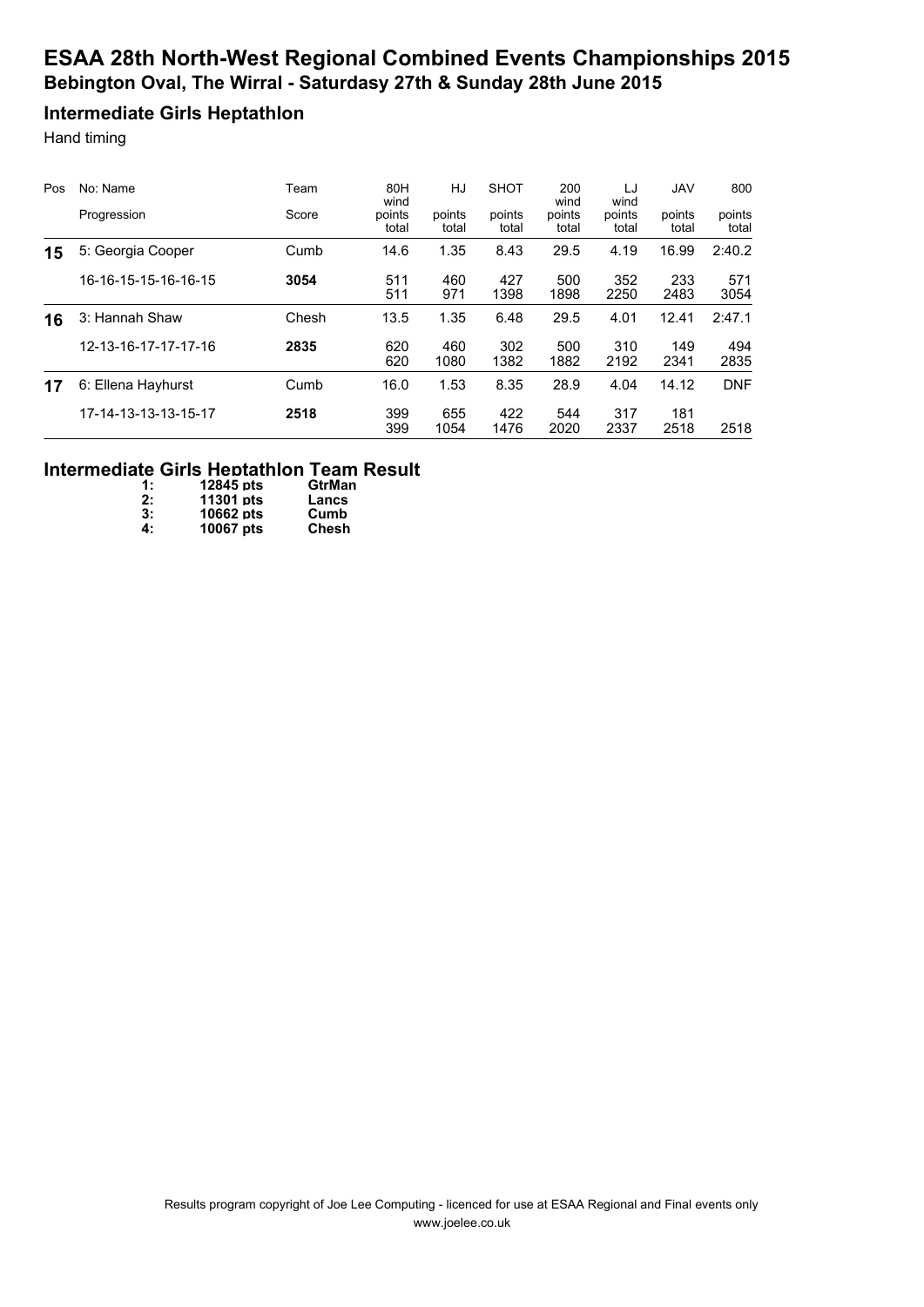# ESAA 28th North-West Regional Combined Events Championships 2015

## Bebington Oval, The Wirral - Saturdasy 27th & Sunday 28th June 2015

### Intermediate Girls Heptathlon

Hand timing

| Pos | No: Name | Team | 80H wind | HJ | SHOT | 200 wind | LJ wind | JAV | 800 |
|---|---|---|---|---|---|---|---|---|---|
| | Progression | Score | points total | points total | points total | points total | points total | points total | points total |
| **15** | 5: Georgia Cooper | Cumb | 14.6 | 1.35 | 8.43 | 29.5 | 4.19 | 16.99 | 2:40.2 |
| | 16-16-15-15-16-16-15 | **3054** | 511<br>511 | 460<br>971 | 427<br>1398 | 500<br>1898 | 352<br>2250 | 233<br>2483 | 571<br>3054 |
| **16** | 3: Hannah Shaw | Chesh | 13.5 | 1.35 | 6.48 | 29.5 | 4.01 | 12.41 | 2:47.1 |
| | 12-13-16-17-17-17-16 | **2835** | 620<br>620 | 460<br>1080 | 302<br>1382 | 500<br>1882 | 310<br>2192 | 149<br>2341 | 494<br>2835 |
| **17** | 6: Ellena Hayhurst | Cumb | 16.0 | 1.53 | 8.35 | 28.9 | 4.04 | 14.12 | DNF |
| | 17-14-13-13-13-15-17 | **2518** | 399<br>399 | 655<br>1054 | 422<br>1476 | 544<br>2020 | 317<br>2337 | 181<br>2518 | <br>2518 |

### Intermediate Girls Heptathlon Team Result

| | | |
|---|---|---|
| **1:** | **12845 pts** | **GtrMan** |
| **2:** | **11301 pts** | **Lancs** |
| **3:** | **10662 pts** | **Cumb** |
| **4:** | **10067 pts** | **Chesh** |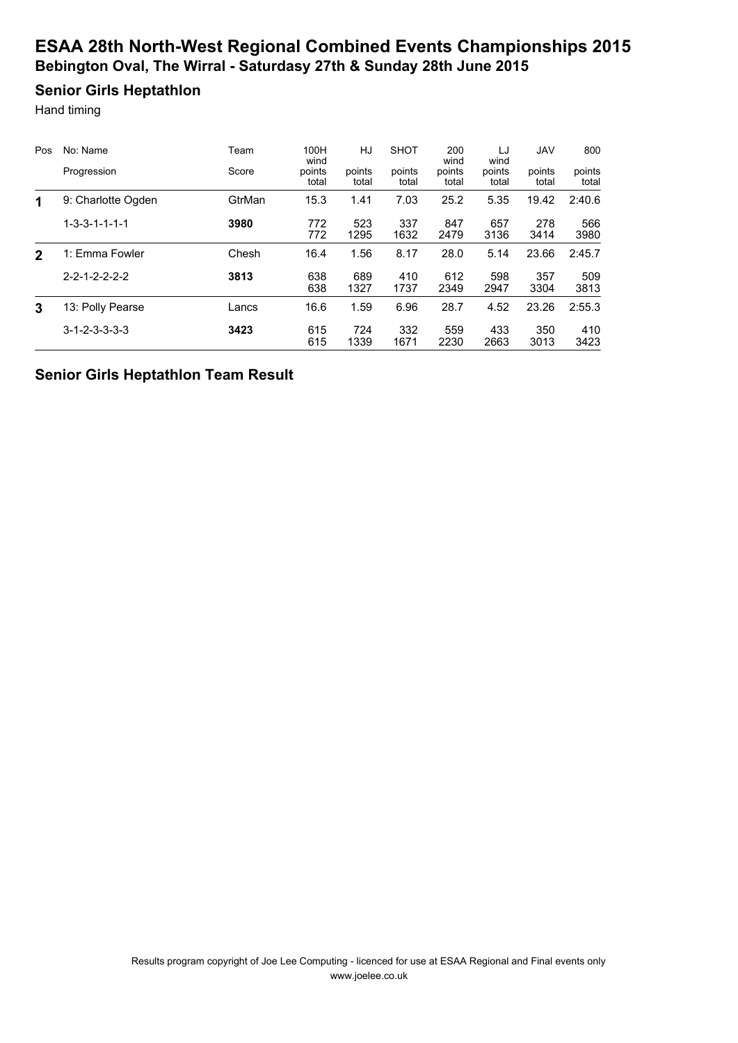# ESAA 28th North-West Regional Combined Events Championships 2015

## Bebington Oval, The Wirral - Saturdasy 27th & Sunday 28th June 2015

### Senior Girls Heptathlon

Hand timing

| Pos | No: Name / Progression | Team / Score | 100H wind points total | HJ points total | SHOT points total | 200 wind points total | LJ wind points total | JAV points total | 800 points total |
|---|---|---|---|---|---|---|---|---|---|
| **1** | 9: Charlotte Ogden | GtrMan | 15.3 | 1.41 | 7.03 | 25.2 | 5.35 | 19.42 | 2:40.6 |
| | 1-3-3-1-1-1-1 | **3980** | 772<br>772 | 523<br>1295 | 337<br>1632 | 847<br>2479 | 657<br>3136 | 278<br>3414 | 566<br>3980 |
| **2** | 1: Emma Fowler | Chesh | 16.4 | 1.56 | 8.17 | 28.0 | 5.14 | 23.66 | 2:45.7 |
| | 2-2-1-2-2-2-2 | **3813** | 638<br>638 | 689<br>1327 | 410<br>1737 | 612<br>2349 | 598<br>2947 | 357<br>3304 | 509<br>3813 |
| **3** | 13: Polly Pearse | Lancs | 16.6 | 1.59 | 6.96 | 28.7 | 4.52 | 23.26 | 2:55.3 |
| | 3-1-2-3-3-3-3 | **3423** | 615<br>615 | 724<br>1339 | 332<br>1671 | 559<br>2230 | 433<br>2663 | 350<br>3013 | 410<br>3423 |

### Senior Girls Heptathlon Team Result

Results program copyright of Joe Lee Computing - licenced for use at ESAA Regional and Final events only
www.joelee.co.uk